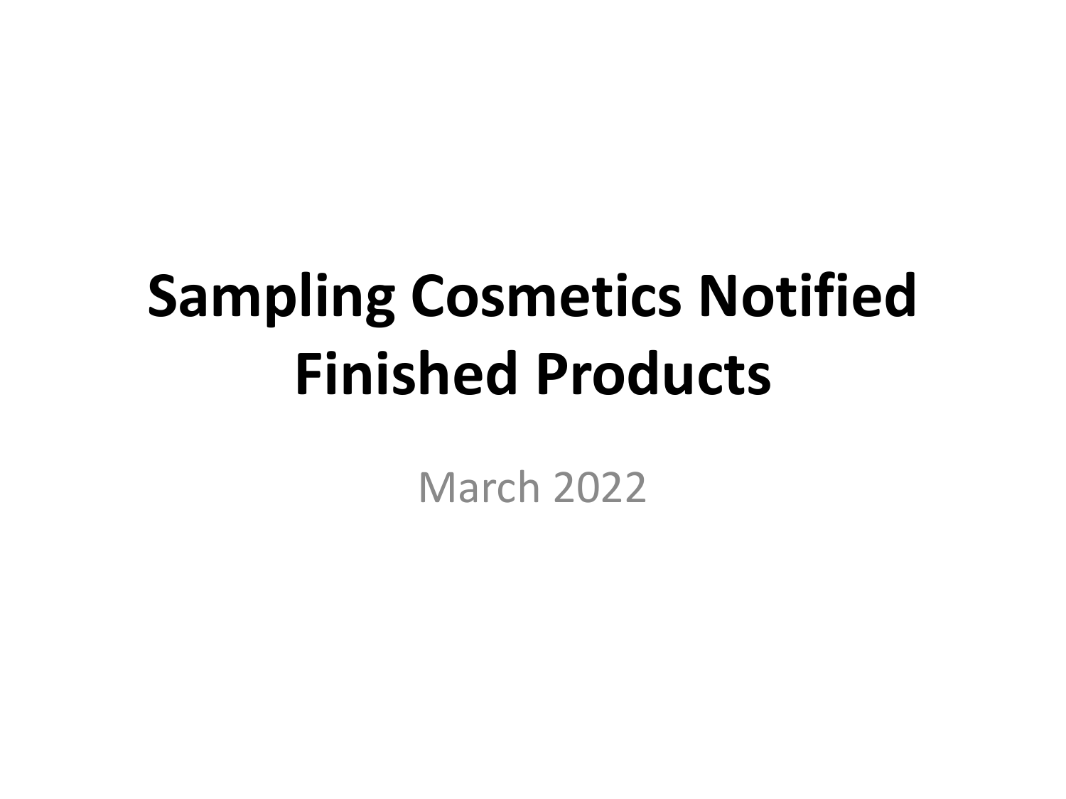# Sampling Cosmetics Notified Finished Products

March 2022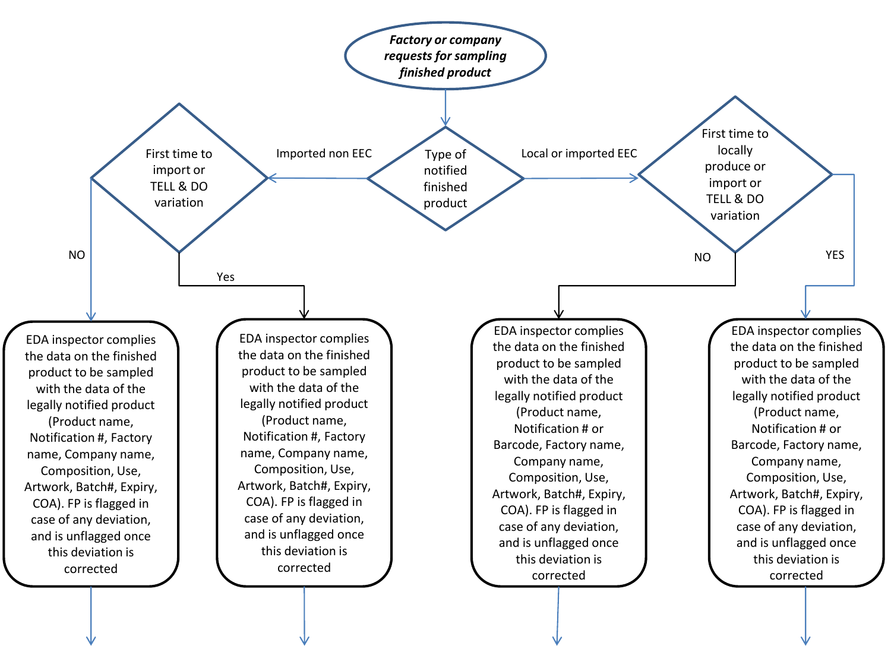***Factory or company requests for sampling finished product***

**Type of notified finished product**

- **Imported non EEC** → First time to import or TELL & DO variation
  - **NO** → EDA inspector complies the data on the finished product to be sampled with the data of the legally notified product (Product name, Notification #, Factory name, Company name, Composition, Use, Artwork, Batch#, Expiry, COA). FP is flagged in case of any deviation, and is unflagged once this deviation is corrected
  - **Yes** → EDA inspector complies the data on the finished product to be sampled with the data of the legally notified product (Product name, Notification #, Factory name, Company name, Composition, Use, Artwork, Batch#, Expiry, COA). FP is flagged in case of any deviation, and is unflagged once this deviation is corrected

- **Local or imported EEC** → First time to locally produce or import or TELL & DO variation
  - **NO** → EDA inspector complies the data on the finished product to be sampled with the data of the legally notified product (Product name, Notification # or Barcode, Factory name, Company name, Composition, Use, Artwork, Batch#, Expiry, COA). FP is flagged in case of any deviation, and is unflagged once this deviation is corrected
  - **YES** → EDA inspector complies the data on the finished product to be sampled with the data of the legally notified product (Product name, Notification # or Barcode, Factory name, Company name, Composition, Use, Artwork, Batch#, Expiry, COA). FP is flagged in case of any deviation, and is unflagged once this deviation is corrected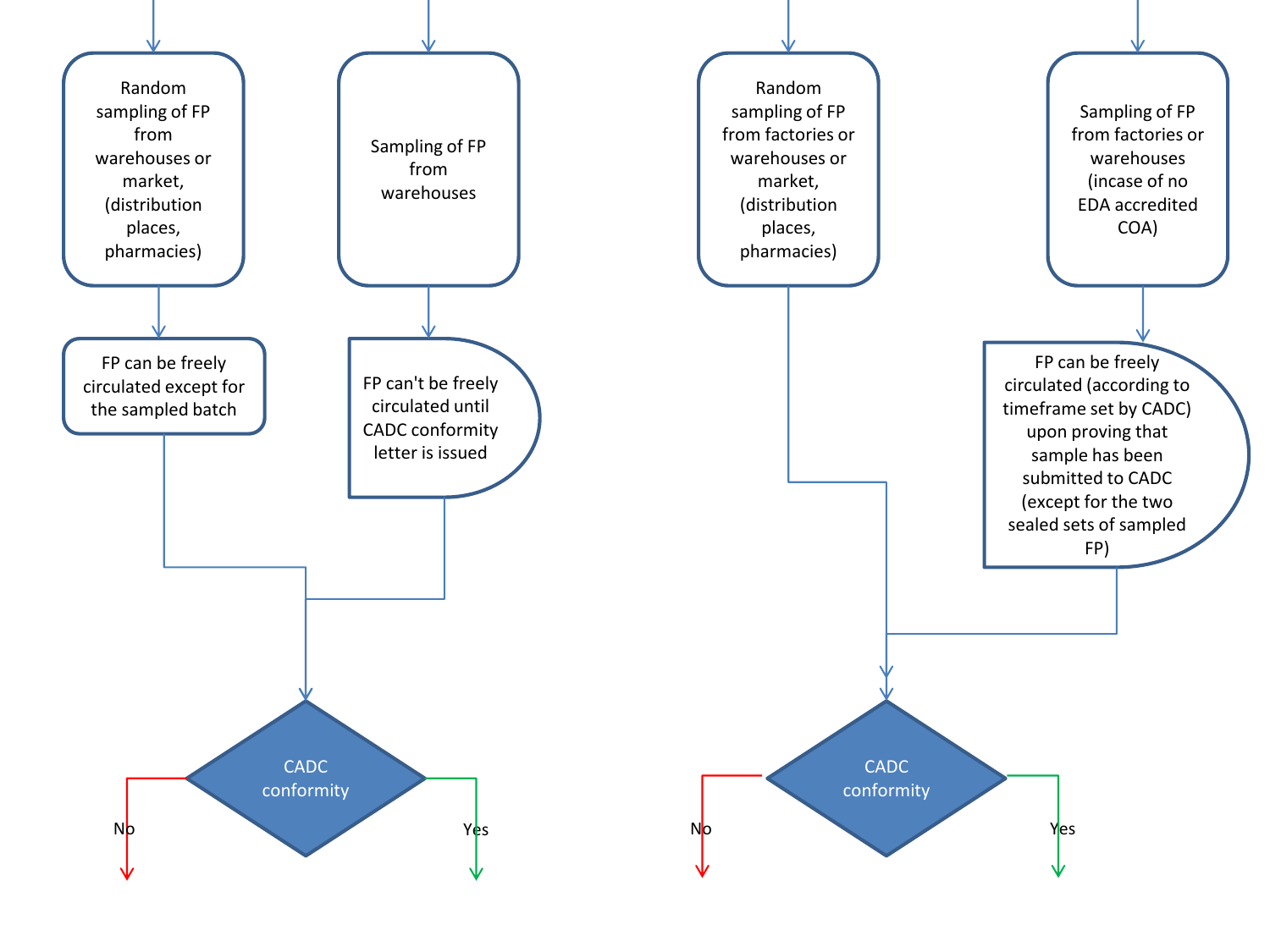Random sampling of FP from warehouses or market, (distribution places, pharmacies)

FP can be freely circulated except for the sampled batch

Sampling of FP from warehouses

FP can't be freely circulated until CADC conformity letter is issued

CADC conformity

No

Yes

Random sampling of FP from factories or warehouses or market, (distribution places, pharmacies)

Sampling of FP from factories or warehouses (incase of no EDA accredited COA)

FP can be freely circulated (according to timeframe set by CADC) upon proving that sample has been submitted to CADC (except for the two sealed sets of sampled FP)

CADC conformity

No

Yes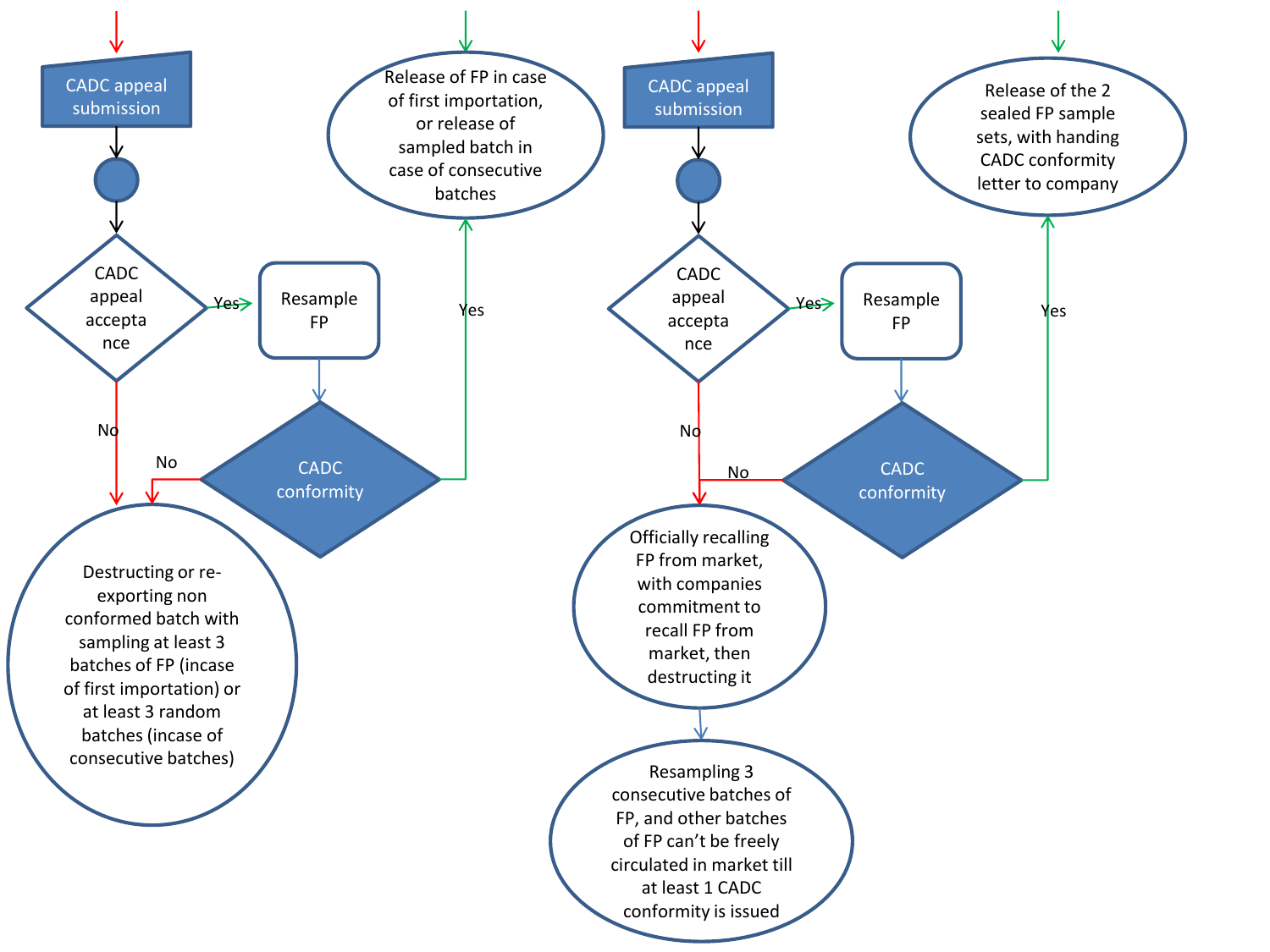CADC appeal submission

CADC appeal acceptance

Yes

Resample FP

CADC conformity

Yes

Release of FP in case of first importation, or release of sampled batch in case of consecutive batches

No

No

Destructing or re-exporting non conformed batch with sampling at least 3 batches of FP (incase of first importation) or at least 3 random batches (incase of consecutive batches)

CADC appeal submission

CADC appeal acceptance

Yes

Resample FP

CADC conformity

Yes

Release of the 2 sealed FP sample sets, with handing CADC conformity letter to company

No

No

Officially recalling FP from market, with companies commitment to recall FP from market, then destructing it

Resampling 3 consecutive batches of FP, and other batches of FP can't be freely circulated in market till at least 1 CADC conformity is issued